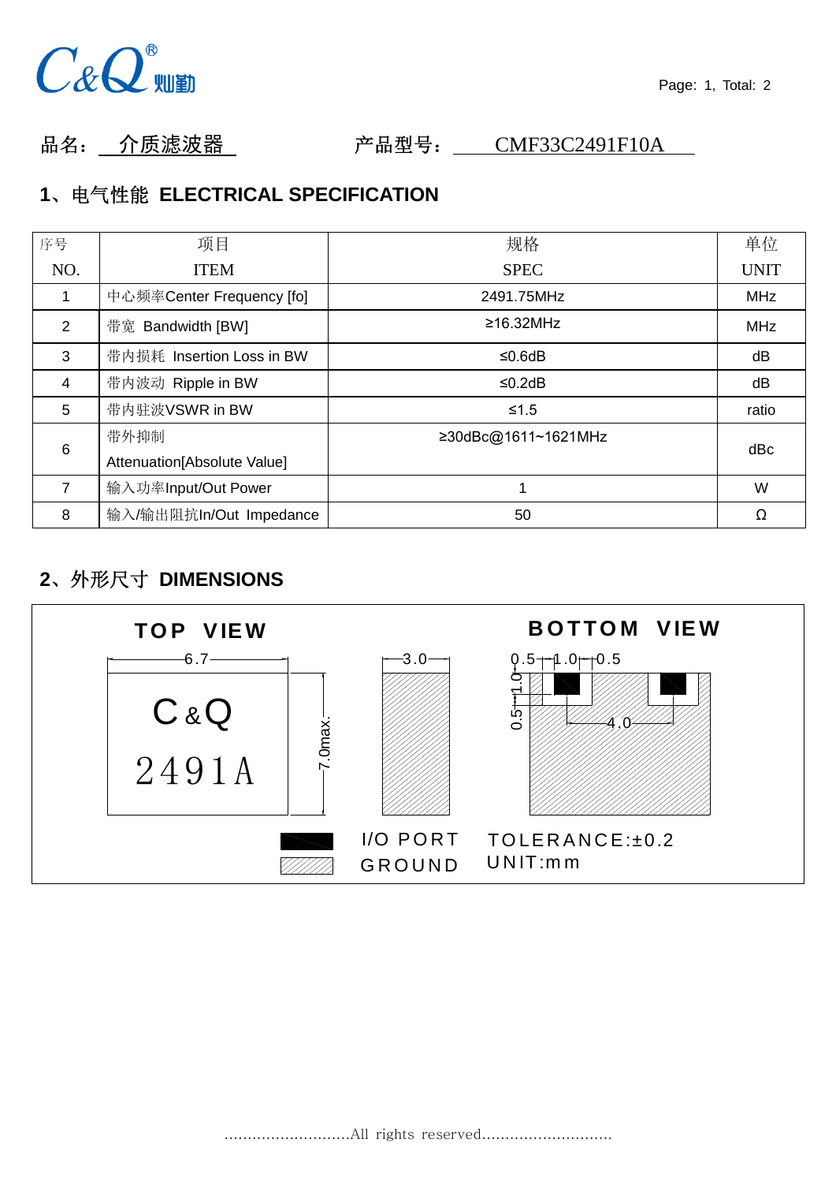品名：介质滤波器　　　　产品型号：CMF33C2491F10A

## 1、电气性能 ELECTRICAL SPECIFICATION

| 序号<br>NO. | 项目<br>ITEM | 规格<br>SPEC | 单位<br>UNIT |
|---|---|---|---|
| 1 | 中心频率Center Frequency [fo] | 2491.75MHz | MHz |
| 2 | 带宽 Bandwidth [BW] | ≥16.32MHz | MHz |
| 3 | 带内损耗 Insertion Loss in BW | ≤0.6dB | dB |
| 4 | 带内波动 Ripple in BW | ≤0.2dB | dB |
| 5 | 带内驻波VSWR in BW | ≤1.5 | ratio |
| 6 | 带外抑制<br>Attenuation[Absolute Value] | ≥30dBc@1611~1621MHz | dBc |
| 7 | 输入功率Input/Out Power | 1 | W |
| 8 | 输入/输出阻抗In/Out Impedance | 50 | Ω |

## 2、外形尺寸 DIMENSIONS

TOP VIEW

6.7

C&Q

2491A

7.0max.

3.0

BOTTOM VIEW

0.5　1.0　0.5

1.0

0.5

4.0

I/O PORT

GROUND

TOLERANCE:±0.2

UNIT:mm

............................All rights reserved............................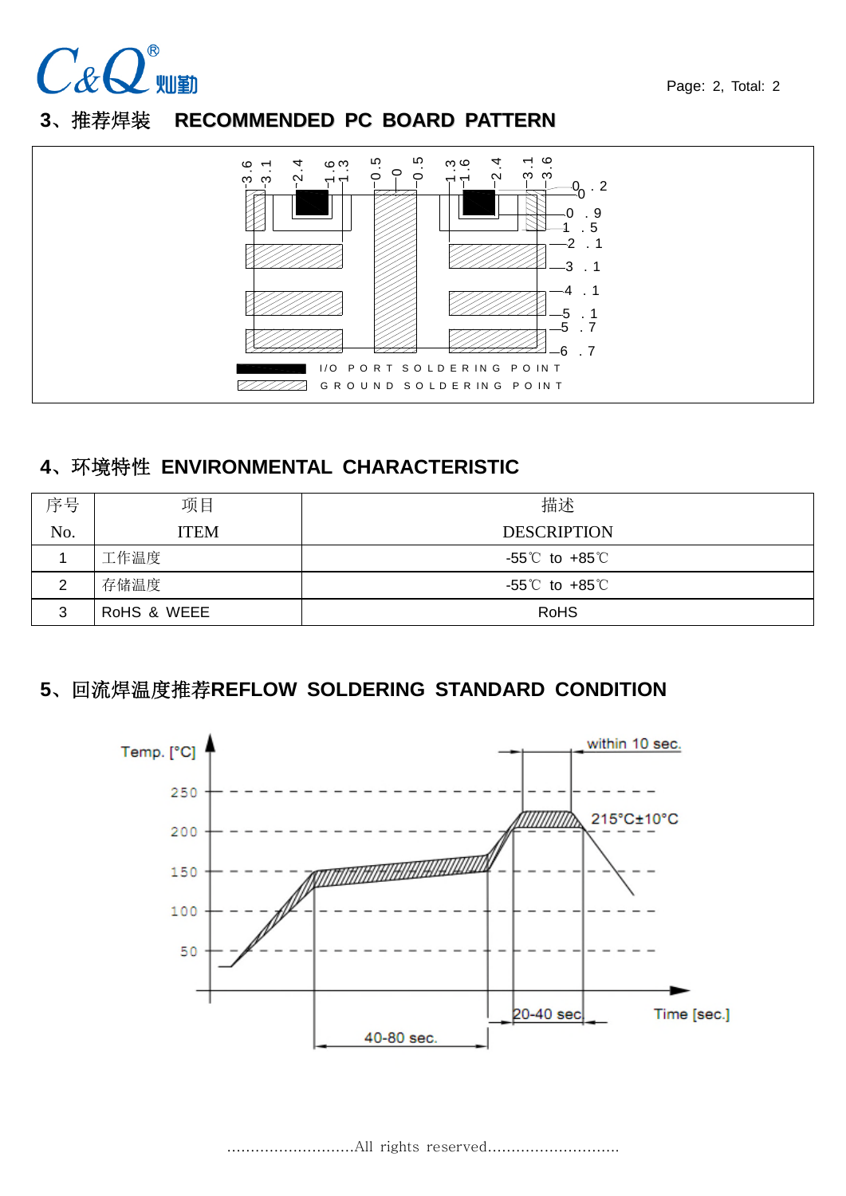## 3、推荐焊装 RECOMMENDED PC BOARD PATTERN

-3.6 -3.1 -2.4 -1.6 -1.3 -0.5 0 0.5 1.3 1.6 2.4 3.1 3.6

0 0.2 0.9 1.5 2.1 3.1 4.1 5.1 5.7 6.7

I/O PORT SOLDERING POINT

GROUND SOLDERING POINT

## 4、环境特性 ENVIRONMENTAL CHARACTERISTIC

| 序号<br>No. | 项目<br>ITEM | 描述<br>DESCRIPTION |
|---|---|---|
| 1 | 工作温度 | -55℃ to +85℃ |
| 2 | 存储温度 | -55℃ to +85℃ |
| 3 | RoHS & WEEE | RoHS |

## 5、回流焊温度推荐REFLOW SOLDERING STANDARD CONDITION

Temp. [°C]

250
200
150
100
50

within 10 sec.

215°C±10°C

20-40 sec

40-80 sec.

Time [sec.]

............................All rights reserved............................